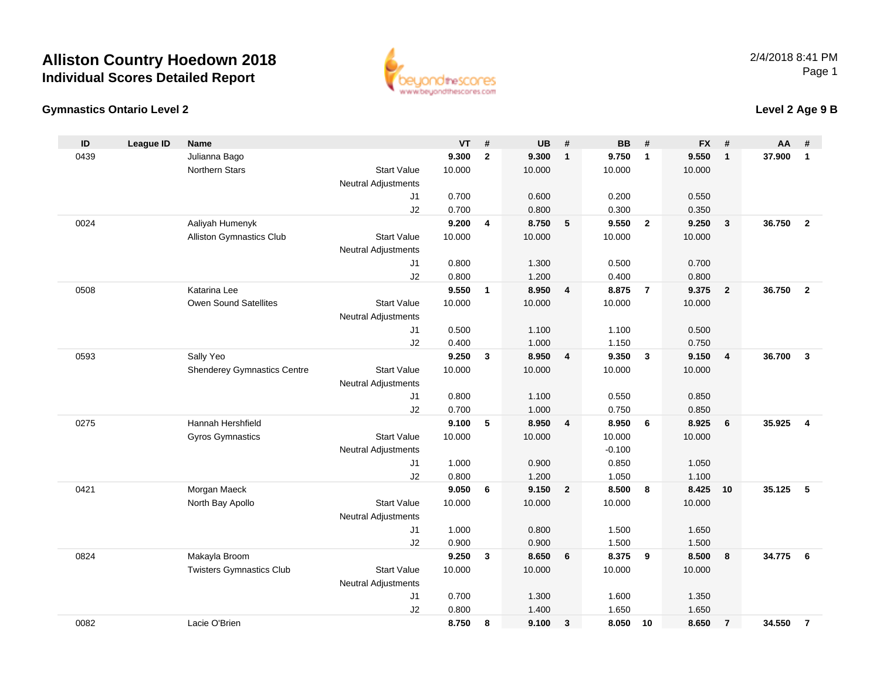# Alliston Country Hoedown 2018

## Individual Scores Detailed Report

2/4/2018 8:41 PM

### Gymnastics Ontario Level 2

### Level 2 Age 9 B

| ID | League ID | Name | | VT | # | UB | # | BB | # | FX | # | AA | # |
|---|---|---|---|---|---|---|---|---|---|---|---|---|---|
| 0439 | | Julianna Bago | | **9.300** | **2** | **9.300** | **1** | **9.750** | **1** | **9.550** | **1** | **37.900** | **1** |
| | | Northern Stars | Start Value | 10.000 | | 10.000 | | 10.000 | | 10.000 | | | |
| | | | Neutral Adjustments | | | | | | | | | | |
| | | | J1 | 0.700 | | 0.600 | | 0.200 | | 0.550 | | | |
| | | | J2 | 0.700 | | 0.800 | | 0.300 | | 0.350 | | | |
| 0024 | | Aaliyah Humenyk | | **9.200** | **4** | **8.750** | **5** | **9.550** | **2** | **9.250** | **3** | **36.750** | **2** |
| | | Alliston Gymnastics Club | Start Value | 10.000 | | 10.000 | | 10.000 | | 10.000 | | | |
| | | | Neutral Adjustments | | | | | | | | | | |
| | | | J1 | 0.800 | | 1.300 | | 0.500 | | 0.700 | | | |
| | | | J2 | 0.800 | | 1.200 | | 0.400 | | 0.800 | | | |
| 0508 | | Katarina Lee | | **9.550** | **1** | **8.950** | **4** | **8.875** | **7** | **9.375** | **2** | **36.750** | **2** |
| | | Owen Sound Satellites | Start Value | 10.000 | | 10.000 | | 10.000 | | 10.000 | | | |
| | | | Neutral Adjustments | | | | | | | | | | |
| | | | J1 | 0.500 | | 1.100 | | 1.100 | | 0.500 | | | |
| | | | J2 | 0.400 | | 1.000 | | 1.150 | | 0.750 | | | |
| 0593 | | Sally Yeo | | **9.250** | **3** | **8.950** | **4** | **9.350** | **3** | **9.150** | **4** | **36.700** | **3** |
| | | Shenderey Gymnastics Centre | Start Value | 10.000 | | 10.000 | | 10.000 | | 10.000 | | | |
| | | | Neutral Adjustments | | | | | | | | | | |
| | | | J1 | 0.800 | | 1.100 | | 0.550 | | 0.850 | | | |
| | | | J2 | 0.700 | | 1.000 | | 0.750 | | 0.850 | | | |
| 0275 | | Hannah Hershfield | | **9.100** | **5** | **8.950** | **4** | **8.950** | **6** | **8.925** | **6** | **35.925** | **4** |
| | | Gyros Gymnastics | Start Value | 10.000 | | 10.000 | | 10.000 | | 10.000 | | | |
| | | | Neutral Adjustments | | | | | -0.100 | | | | | |
| | | | J1 | 1.000 | | 0.900 | | 0.850 | | 1.050 | | | |
| | | | J2 | 0.800 | | 1.200 | | 1.050 | | 1.100 | | | |
| 0421 | | Morgan Maeck | | **9.050** | **6** | **9.150** | **2** | **8.500** | **8** | **8.425** | **10** | **35.125** | **5** |
| | | North Bay Apollo | Start Value | 10.000 | | 10.000 | | 10.000 | | 10.000 | | | |
| | | | Neutral Adjustments | | | | | | | | | | |
| | | | J1 | 1.000 | | 0.800 | | 1.500 | | 1.650 | | | |
| | | | J2 | 0.900 | | 0.900 | | 1.500 | | 1.500 | | | |
| 0824 | | Makayla Broom | | **9.250** | **3** | **8.650** | **6** | **8.375** | **9** | **8.500** | **8** | **34.775** | **6** |
| | | Twisters Gymnastics Club | Start Value | 10.000 | | 10.000 | | 10.000 | | 10.000 | | | |
| | | | Neutral Adjustments | | | | | | | | | | |
| | | | J1 | 0.700 | | 1.300 | | 1.600 | | 1.350 | | | |
| | | | J2 | 0.800 | | 1.400 | | 1.650 | | 1.650 | | | |
| 0082 | | Lacie O'Brien | | **8.750** | **8** | **9.100** | **3** | **8.050** | **10** | **8.650** | **7** | **34.550** | **7** |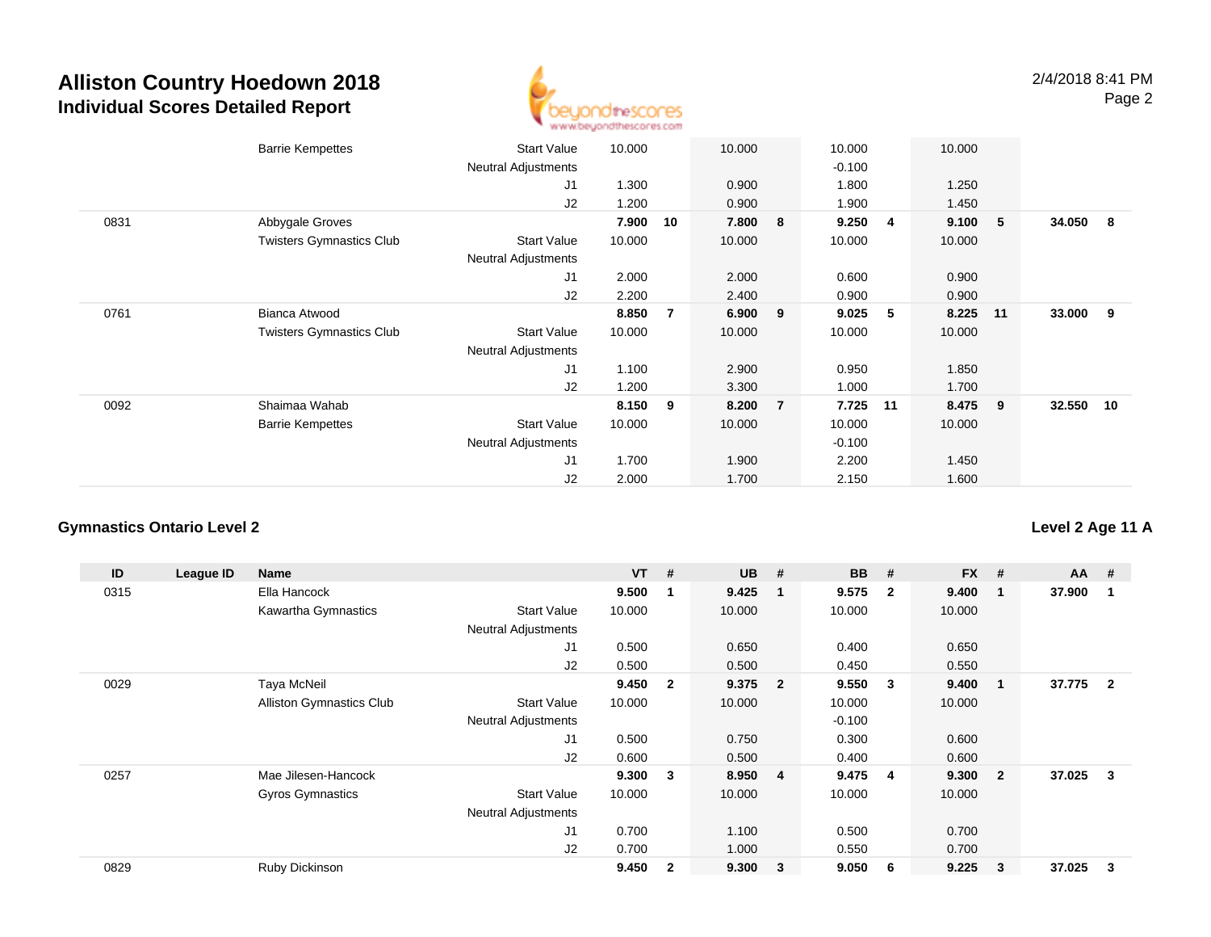| ID | League ID | Name | | VT | # | UB | # | BB | # | FX | # | AA | # |
|---|---|---|---|---|---|---|---|---|---|---|---|---|---|
| | | Barrie Kempettes | Start Value | 10.000 | | 10.000 | | 10.000 | | 10.000 | | | |
| | | | Neutral Adjustments | | | | | -0.100 | | | | | |
| | | | J1 | 1.300 | | 0.900 | | 1.800 | | 1.250 | | | |
| | | | J2 | 1.200 | | 0.900 | | 1.900 | | 1.450 | | | |
| 0831 | | Abbygale Groves | | **7.900** | **10** | **7.800** | **8** | **9.250** | **4** | **9.100** | **5** | **34.050** | **8** |
| | | Twisters Gymnastics Club | Start Value | 10.000 | | 10.000 | | 10.000 | | 10.000 | | | |
| | | | Neutral Adjustments | | | | | | | | | | |
| | | | J1 | 2.000 | | 2.000 | | 0.600 | | 0.900 | | | |
| | | | J2 | 2.200 | | 2.400 | | 0.900 | | 0.900 | | | |
| 0761 | | Bianca Atwood | | **8.850** | **7** | **6.900** | **9** | **9.025** | **5** | **8.225** | **11** | **33.000** | **9** |
| | | Twisters Gymnastics Club | Start Value | 10.000 | | 10.000 | | 10.000 | | 10.000 | | | |
| | | | Neutral Adjustments | | | | | | | | | | |
| | | | J1 | 1.100 | | 2.900 | | 0.950 | | 1.850 | | | |
| | | | J2 | 1.200 | | 3.300 | | 1.000 | | 1.700 | | | |
| 0092 | | Shaimaa Wahab | | **8.150** | **9** | **8.200** | **7** | **7.725** | **11** | **8.475** | **9** | **32.550** | **10** |
| | | Barrie Kempettes | Start Value | 10.000 | | 10.000 | | 10.000 | | 10.000 | | | |
| | | | Neutral Adjustments | | | | | -0.100 | | | | | |
| | | | J1 | 1.700 | | 1.900 | | 2.200 | | 1.450 | | | |
| | | | J2 | 2.000 | | 1.700 | | 2.150 | | 1.600 | | | |

## Gymnastics Ontario Level 2

**Level 2 Age 11 A**

| ID | League ID | Name | | VT | # | UB | # | BB | # | FX | # | AA | # |
|---|---|---|---|---|---|---|---|---|---|---|---|---|---|
| 0315 | | Ella Hancock | | **9.500** | **1** | **9.425** | **1** | **9.575** | **2** | **9.400** | **1** | **37.900** | **1** |
| | | Kawartha Gymnastics | Start Value | 10.000 | | 10.000 | | 10.000 | | 10.000 | | | |
| | | | Neutral Adjustments | | | | | | | | | | |
| | | | J1 | 0.500 | | 0.650 | | 0.400 | | 0.650 | | | |
| | | | J2 | 0.500 | | 0.500 | | 0.450 | | 0.550 | | | |
| 0029 | | Taya McNeil | | **9.450** | **2** | **9.375** | **2** | **9.550** | **3** | **9.400** | **1** | **37.775** | **2** |
| | | Alliston Gymnastics Club | Start Value | 10.000 | | 10.000 | | 10.000 | | 10.000 | | | |
| | | | Neutral Adjustments | | | | | -0.100 | | | | | |
| | | | J1 | 0.500 | | 0.750 | | 0.300 | | 0.600 | | | |
| | | | J2 | 0.600 | | 0.500 | | 0.400 | | 0.600 | | | |
| 0257 | | Mae Jilesen-Hancock | | **9.300** | **3** | **8.950** | **4** | **9.475** | **4** | **9.300** | **2** | **37.025** | **3** |
| | | Gyros Gymnastics | Start Value | 10.000 | | 10.000 | | 10.000 | | 10.000 | | | |
| | | | Neutral Adjustments | | | | | | | | | | |
| | | | J1 | 0.700 | | 1.100 | | 0.500 | | 0.700 | | | |
| | | | J2 | 0.700 | | 1.000 | | 0.550 | | 0.700 | | | |
| 0829 | | Ruby Dickinson | | **9.450** | **2** | **9.300** | **3** | **9.050** | **6** | **9.225** | **3** | **37.025** | **3** |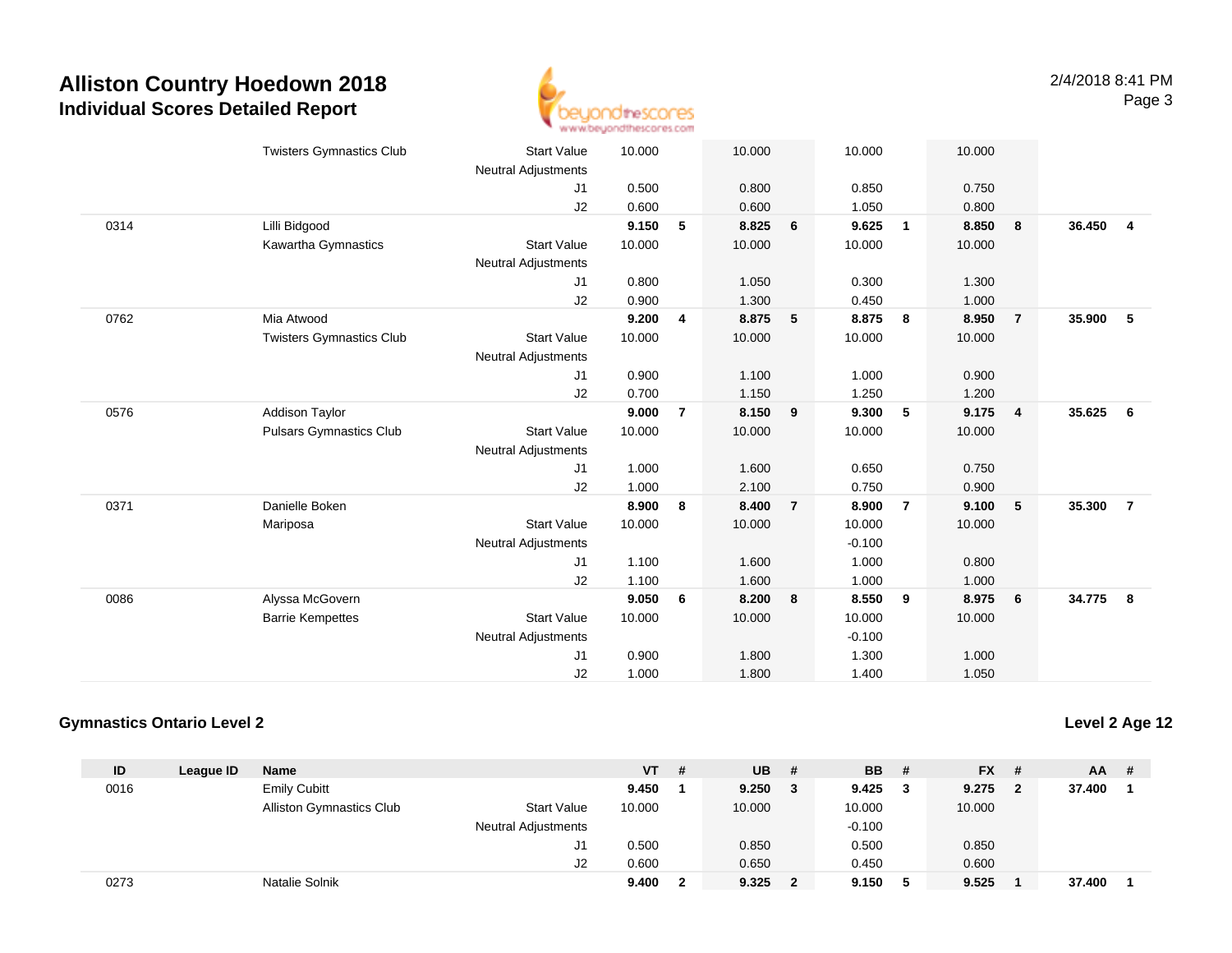# Alliston Country Hoedown 2018
## Individual Scores Detailed Report

| ID | League ID | Name | | VT | # | UB | # | BB | # | FX | # | AA | # |
|---|---|---|---|---|---|---|---|---|---|---|---|---|---|
| | | Twisters Gymnastics Club | Start Value | 10.000 | | 10.000 | | 10.000 | | 10.000 | | | |
| | | | Neutral Adjustments | | | | | | | | | | |
| | | | J1 | 0.500 | | 0.800 | | 0.850 | | 0.750 | | | |
| | | | J2 | 0.600 | | 0.600 | | 1.050 | | 0.800 | | | |
| 0314 | | Lilli Bidgood | | **9.150** | **5** | **8.825** | **6** | **9.625** | **1** | **8.850** | **8** | **36.450** | **4** |
| | | Kawartha Gymnastics | Start Value | 10.000 | | 10.000 | | 10.000 | | 10.000 | | | |
| | | | Neutral Adjustments | | | | | | | | | | |
| | | | J1 | 0.800 | | 1.050 | | 0.300 | | 1.300 | | | |
| | | | J2 | 0.900 | | 1.300 | | 0.450 | | 1.000 | | | |
| 0762 | | Mia Atwood | | **9.200** | **4** | **8.875** | **5** | **8.875** | **8** | **8.950** | **7** | **35.900** | **5** |
| | | Twisters Gymnastics Club | Start Value | 10.000 | | 10.000 | | 10.000 | | 10.000 | | | |
| | | | Neutral Adjustments | | | | | | | | | | |
| | | | J1 | 0.900 | | 1.100 | | 1.000 | | 0.900 | | | |
| | | | J2 | 0.700 | | 1.150 | | 1.250 | | 1.200 | | | |
| 0576 | | Addison Taylor | | **9.000** | **7** | **8.150** | **9** | **9.300** | **5** | **9.175** | **4** | **35.625** | **6** |
| | | Pulsars Gymnastics Club | Start Value | 10.000 | | 10.000 | | 10.000 | | 10.000 | | | |
| | | | Neutral Adjustments | | | | | | | | | | |
| | | | J1 | 1.000 | | 1.600 | | 0.650 | | 0.750 | | | |
| | | | J2 | 1.000 | | 2.100 | | 0.750 | | 0.900 | | | |
| 0371 | | Danielle Boken | | **8.900** | **8** | **8.400** | **7** | **8.900** | **7** | **9.100** | **5** | **35.300** | **7** |
| | | Mariposa | Start Value | 10.000 | | 10.000 | | 10.000 | | 10.000 | | | |
| | | | Neutral Adjustments | | | | | -0.100 | | | | | |
| | | | J1 | 1.100 | | 1.600 | | 1.000 | | 0.800 | | | |
| | | | J2 | 1.100 | | 1.600 | | 1.000 | | 1.000 | | | |
| 0086 | | Alyssa McGovern | | **9.050** | **6** | **8.200** | **8** | **8.550** | **9** | **8.975** | **6** | **34.775** | **8** |
| | | Barrie Kempettes | Start Value | 10.000 | | 10.000 | | 10.000 | | 10.000 | | | |
| | | | Neutral Adjustments | | | | | -0.100 | | | | | |
| | | | J1 | 0.900 | | 1.800 | | 1.300 | | 1.000 | | | |
| | | | J2 | 1.000 | | 1.800 | | 1.400 | | 1.050 | | | |

### Gymnastics Ontario Level 2

**Level 2 Age 12**

| ID | League ID | Name | | VT | # | UB | # | BB | # | FX | # | AA | # |
|---|---|---|---|---|---|---|---|---|---|---|---|---|---|
| 0016 | | Emily Cubitt | | **9.450** | **1** | **9.250** | **3** | **9.425** | **3** | **9.275** | **2** | **37.400** | **1** |
| | | Alliston Gymnastics Club | Start Value | 10.000 | | 10.000 | | 10.000 | | 10.000 | | | |
| | | | Neutral Adjustments | | | | | -0.100 | | | | | |
| | | | J1 | 0.500 | | 0.850 | | 0.500 | | 0.850 | | | |
| | | | J2 | 0.600 | | 0.650 | | 0.450 | | 0.600 | | | |
| 0273 | | Natalie Solnik | | **9.400** | **2** | **9.325** | **2** | **9.150** | **5** | **9.525** | **1** | **37.400** | **1** |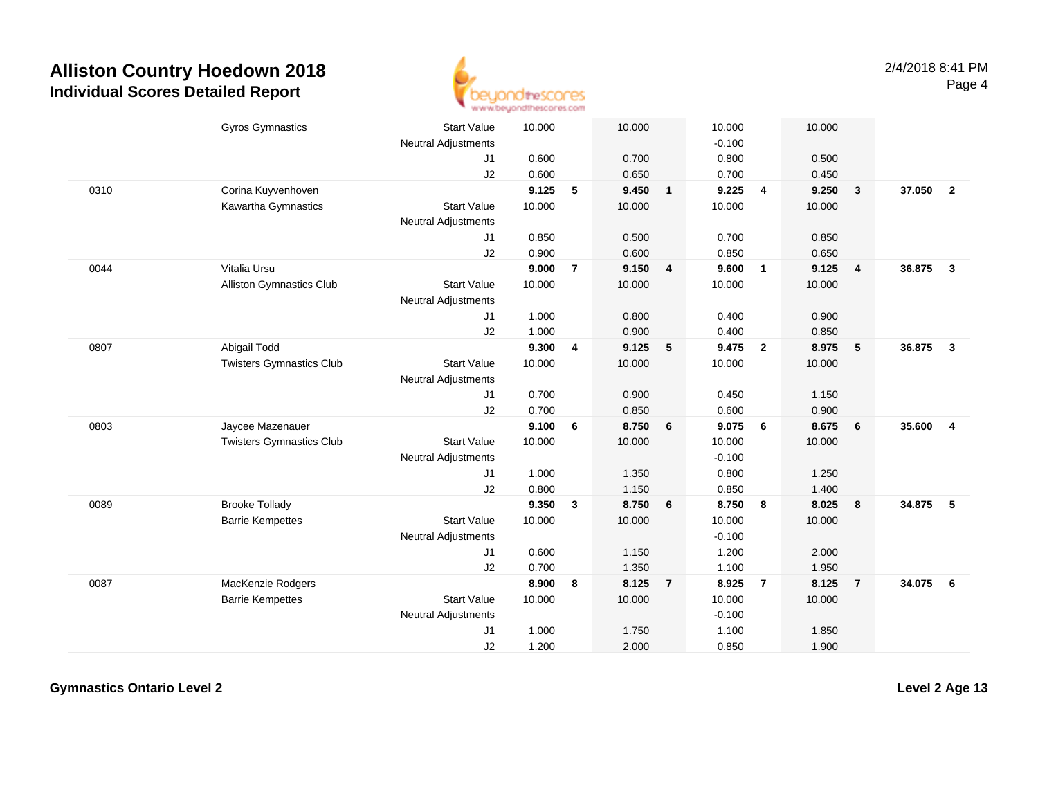# Alliston Country Hoedown 2018

## Individual Scores Detailed Report

| | | | | | | | | | | | | |
|---|---|---|---|---|---|---|---|---|---|---|---|---|
| | Gyros Gymnastics | Start Value | 10.000 | | 10.000 | | 10.000 | | 10.000 | | | |
| | | Neutral Adjustments | | | | | -0.100 | | | | | |
| | | J1 | 0.600 | | 0.700 | | 0.800 | | 0.500 | | | |
| | | J2 | 0.600 | | 0.650 | | 0.700 | | 0.450 | | | |
| 0310 | Corina Kuyvenhoven | | **9.125** | **5** | **9.450** | **1** | **9.225** | **4** | **9.250** | **3** | **37.050** | **2** |
| | Kawartha Gymnastics | Start Value | 10.000 | | 10.000 | | 10.000 | | 10.000 | | | |
| | | Neutral Adjustments | | | | | | | | | | |
| | | J1 | 0.850 | | 0.500 | | 0.700 | | 0.850 | | | |
| | | J2 | 0.900 | | 0.600 | | 0.850 | | 0.650 | | | |
| 0044 | Vitalia Ursu | | **9.000** | **7** | **9.150** | **4** | **9.600** | **1** | **9.125** | **4** | **36.875** | **3** |
| | Alliston Gymnastics Club | Start Value | 10.000 | | 10.000 | | 10.000 | | 10.000 | | | |
| | | Neutral Adjustments | | | | | | | | | | |
| | | J1 | 1.000 | | 0.800 | | 0.400 | | 0.900 | | | |
| | | J2 | 1.000 | | 0.900 | | 0.400 | | 0.850 | | | |
| 0807 | Abigail Todd | | **9.300** | **4** | **9.125** | **5** | **9.475** | **2** | **8.975** | **5** | **36.875** | **3** |
| | Twisters Gymnastics Club | Start Value | 10.000 | | 10.000 | | 10.000 | | 10.000 | | | |
| | | Neutral Adjustments | | | | | | | | | | |
| | | J1 | 0.700 | | 0.900 | | 0.450 | | 1.150 | | | |
| | | J2 | 0.700 | | 0.850 | | 0.600 | | 0.900 | | | |
| 0803 | Jaycee Mazenauer | | **9.100** | **6** | **8.750** | **6** | **9.075** | **6** | **8.675** | **6** | **35.600** | **4** |
| | Twisters Gymnastics Club | Start Value | 10.000 | | 10.000 | | 10.000 | | 10.000 | | | |
| | | Neutral Adjustments | | | | | -0.100 | | | | | |
| | | J1 | 1.000 | | 1.350 | | 0.800 | | 1.250 | | | |
| | | J2 | 0.800 | | 1.150 | | 0.850 | | 1.400 | | | |
| 0089 | Brooke Tollady | | **9.350** | **3** | **8.750** | **6** | **8.750** | **8** | **8.025** | **8** | **34.875** | **5** |
| | Barrie Kempettes | Start Value | 10.000 | | 10.000 | | 10.000 | | 10.000 | | | |
| | | Neutral Adjustments | | | | | -0.100 | | | | | |
| | | J1 | 0.600 | | 1.150 | | 1.200 | | 2.000 | | | |
| | | J2 | 0.700 | | 1.350 | | 1.100 | | 1.950 | | | |
| 0087 | MacKenzie Rodgers | | **8.900** | **8** | **8.125** | **7** | **8.925** | **7** | **8.125** | **7** | **34.075** | **6** |
| | Barrie Kempettes | Start Value | 10.000 | | 10.000 | | 10.000 | | 10.000 | | | |
| | | Neutral Adjustments | | | | | -0.100 | | | | | |
| | | J1 | 1.000 | | 1.750 | | 1.100 | | 1.850 | | | |
| | | J2 | 1.200 | | 2.000 | | 0.850 | | 1.900 | | | |

**Gymnastics Ontario Level 2** **Level 2 Age 13**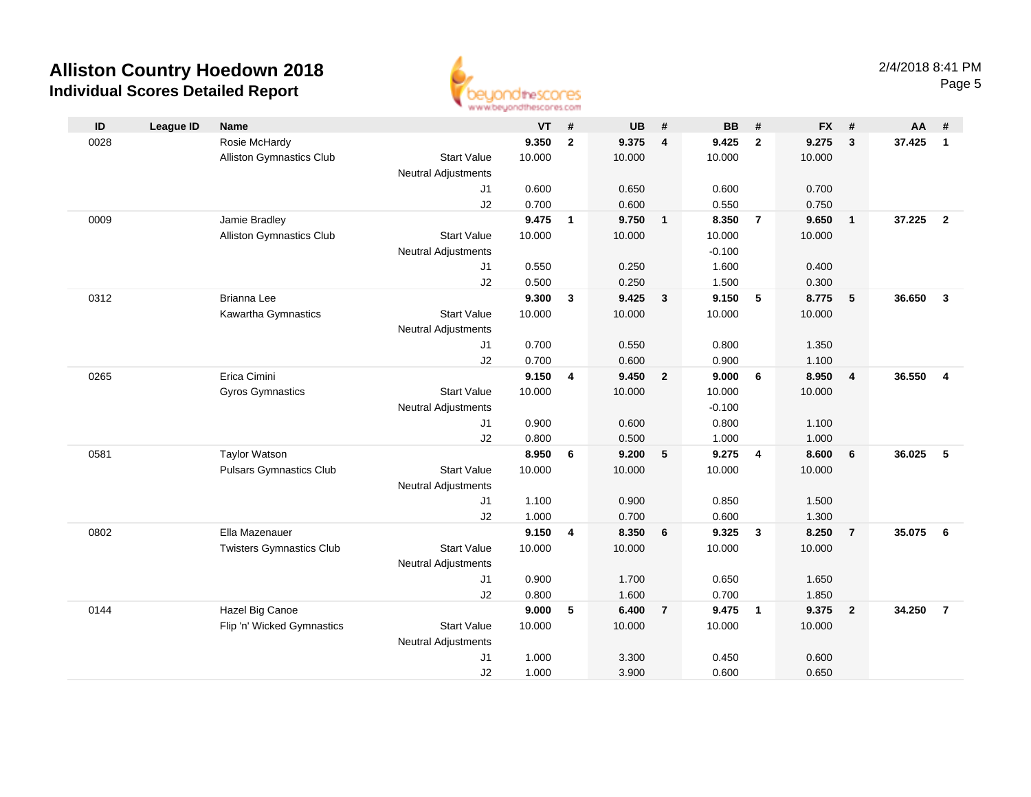# Alliston Country Hoedown 2018

## Individual Scores Detailed Report

2/4/2018 8:41 PM

| ID | League ID | Name | | VT | # | UB | # | BB | # | FX | # | AA | # |
|---|---|---|---|---|---|---|---|---|---|---|---|---|---|
| 0028 | | Rosie McHardy | | **9.350** | **2** | **9.375** | **4** | **9.425** | **2** | **9.275** | **3** | **37.425** | **1** |
| | | Alliston Gymnastics Club | Start Value | 10.000 | | 10.000 | | 10.000 | | 10.000 | | | |
| | | | Neutral Adjustments | | | | | | | | | | |
| | | | J1 | 0.600 | | 0.650 | | 0.600 | | 0.700 | | | |
| | | | J2 | 0.700 | | 0.600 | | 0.550 | | 0.750 | | | |
| 0009 | | Jamie Bradley | | **9.475** | **1** | **9.750** | **1** | **8.350** | **7** | **9.650** | **1** | **37.225** | **2** |
| | | Alliston Gymnastics Club | Start Value | 10.000 | | 10.000 | | 10.000 | | 10.000 | | | |
| | | | Neutral Adjustments | | | | | -0.100 | | | | | |
| | | | J1 | 0.550 | | 0.250 | | 1.600 | | 0.400 | | | |
| | | | J2 | 0.500 | | 0.250 | | 1.500 | | 0.300 | | | |
| 0312 | | Brianna Lee | | **9.300** | **3** | **9.425** | **3** | **9.150** | **5** | **8.775** | **5** | **36.650** | **3** |
| | | Kawartha Gymnastics | Start Value | 10.000 | | 10.000 | | 10.000 | | 10.000 | | | |
| | | | Neutral Adjustments | | | | | | | | | | |
| | | | J1 | 0.700 | | 0.550 | | 0.800 | | 1.350 | | | |
| | | | J2 | 0.700 | | 0.600 | | 0.900 | | 1.100 | | | |
| 0265 | | Erica Cimini | | **9.150** | **4** | **9.450** | **2** | **9.000** | **6** | **8.950** | **4** | **36.550** | **4** |
| | | Gyros Gymnastics | Start Value | 10.000 | | 10.000 | | 10.000 | | 10.000 | | | |
| | | | Neutral Adjustments | | | | | -0.100 | | | | | |
| | | | J1 | 0.900 | | 0.600 | | 0.800 | | 1.100 | | | |
| | | | J2 | 0.800 | | 0.500 | | 1.000 | | 1.000 | | | |
| 0581 | | Taylor Watson | | **8.950** | **6** | **9.200** | **5** | **9.275** | **4** | **8.600** | **6** | **36.025** | **5** |
| | | Pulsars Gymnastics Club | Start Value | 10.000 | | 10.000 | | 10.000 | | 10.000 | | | |
| | | | Neutral Adjustments | | | | | | | | | | |
| | | | J1 | 1.100 | | 0.900 | | 0.850 | | 1.500 | | | |
| | | | J2 | 1.000 | | 0.700 | | 0.600 | | 1.300 | | | |
| 0802 | | Ella Mazenauer | | **9.150** | **4** | **8.350** | **6** | **9.325** | **3** | **8.250** | **7** | **35.075** | **6** |
| | | Twisters Gymnastics Club | Start Value | 10.000 | | 10.000 | | 10.000 | | 10.000 | | | |
| | | | Neutral Adjustments | | | | | | | | | | |
| | | | J1 | 0.900 | | 1.700 | | 0.650 | | 1.650 | | | |
| | | | J2 | 0.800 | | 1.600 | | 0.700 | | 1.850 | | | |
| 0144 | | Hazel Big Canoe | | **9.000** | **5** | **6.400** | **7** | **9.475** | **1** | **9.375** | **2** | **34.250** | **7** |
| | | Flip 'n' Wicked Gymnastics | Start Value | 10.000 | | 10.000 | | 10.000 | | 10.000 | | | |
| | | | Neutral Adjustments | | | | | | | | | | |
| | | | J1 | 1.000 | | 3.300 | | 0.450 | | 0.600 | | | |
| | | | J2 | 1.000 | | 3.900 | | 0.600 | | 0.650 | | | |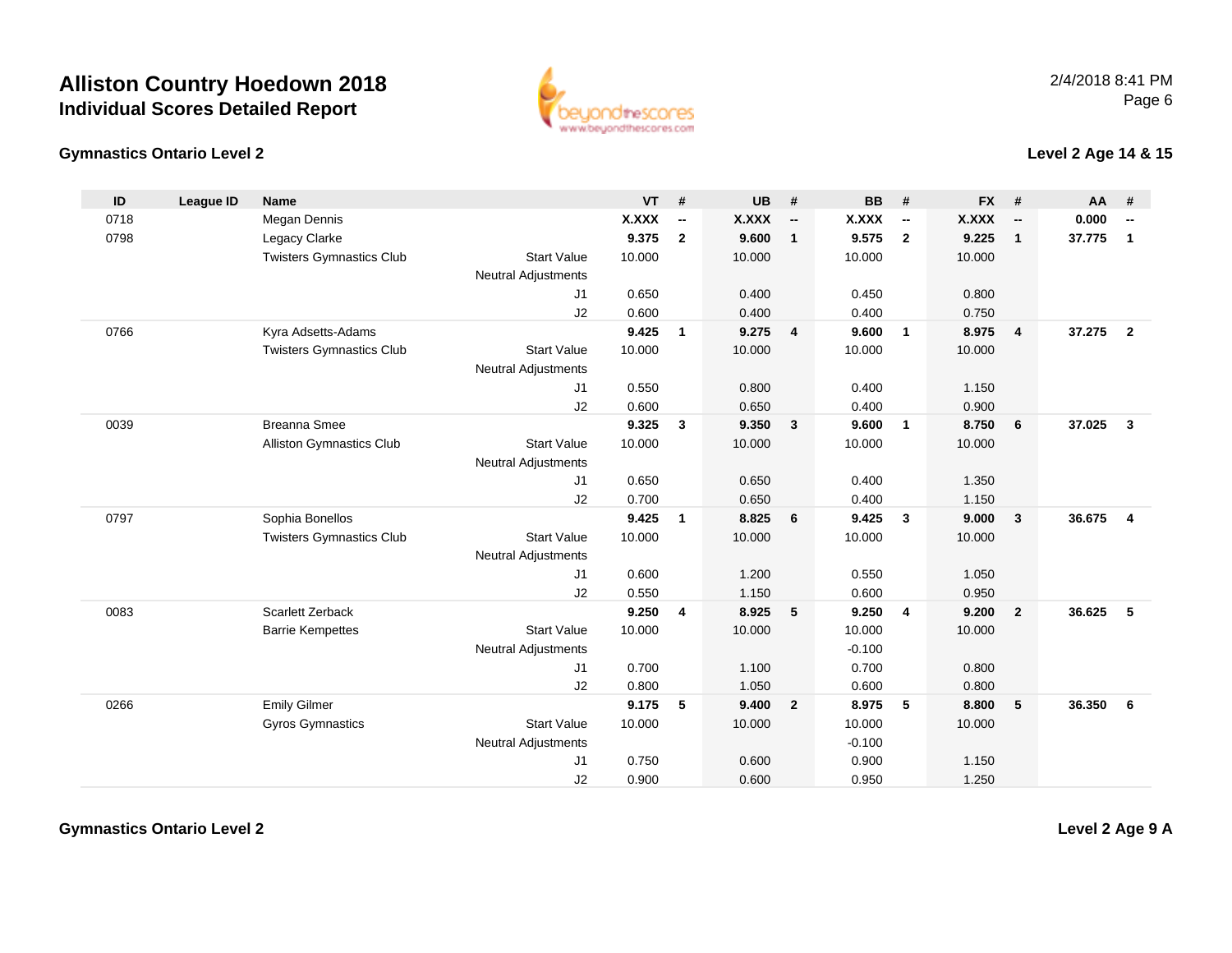# Alliston Country Hoedown 2018

## Individual Scores Detailed Report

2/4/2018 8:41 PM

### Gymnastics Ontario Level 2

### Level 2 Age 14 & 15

| ID | League ID | Name | | VT | # | UB | # | BB | # | FX | # | AA | # |
|---|---|---|---|---|---|---|---|---|---|---|---|---|---|
| 0718 | | Megan Dennis | | **X.XXX** | **--** | **X.XXX** | **--** | **X.XXX** | **--** | **X.XXX** | **--** | **0.000** | **--** |
| 0798 | | Legacy Clarke | | **9.375** | **2** | **9.600** | **1** | **9.575** | **2** | **9.225** | **1** | **37.775** | **1** |
| | | Twisters Gymnastics Club | Start Value | 10.000 | | 10.000 | | 10.000 | | 10.000 | | | |
| | | | Neutral Adjustments | | | | | | | | | | |
| | | | J1 | 0.650 | | 0.400 | | 0.450 | | 0.800 | | | |
| | | | J2 | 0.600 | | 0.400 | | 0.400 | | 0.750 | | | |
| 0766 | | Kyra Adsetts-Adams | | **9.425** | **1** | **9.275** | **4** | **9.600** | **1** | **8.975** | **4** | **37.275** | **2** |
| | | Twisters Gymnastics Club | Start Value | 10.000 | | 10.000 | | 10.000 | | 10.000 | | | |
| | | | Neutral Adjustments | | | | | | | | | | |
| | | | J1 | 0.550 | | 0.800 | | 0.400 | | 1.150 | | | |
| | | | J2 | 0.600 | | 0.650 | | 0.400 | | 0.900 | | | |
| 0039 | | Breanna Smee | | **9.325** | **3** | **9.350** | **3** | **9.600** | **1** | **8.750** | **6** | **37.025** | **3** |
| | | Alliston Gymnastics Club | Start Value | 10.000 | | 10.000 | | 10.000 | | 10.000 | | | |
| | | | Neutral Adjustments | | | | | | | | | | |
| | | | J1 | 0.650 | | 0.650 | | 0.400 | | 1.350 | | | |
| | | | J2 | 0.700 | | 0.650 | | 0.400 | | 1.150 | | | |
| 0797 | | Sophia Bonellos | | **9.425** | **1** | **8.825** | **6** | **9.425** | **3** | **9.000** | **3** | **36.675** | **4** |
| | | Twisters Gymnastics Club | Start Value | 10.000 | | 10.000 | | 10.000 | | 10.000 | | | |
| | | | Neutral Adjustments | | | | | | | | | | |
| | | | J1 | 0.600 | | 1.200 | | 0.550 | | 1.050 | | | |
| | | | J2 | 0.550 | | 1.150 | | 0.600 | | 0.950 | | | |
| 0083 | | Scarlett Zerback | | **9.250** | **4** | **8.925** | **5** | **9.250** | **4** | **9.200** | **2** | **36.625** | **5** |
| | | Barrie Kempettes | Start Value | 10.000 | | 10.000 | | 10.000 | | 10.000 | | | |
| | | | Neutral Adjustments | | | | | -0.100 | | | | | |
| | | | J1 | 0.700 | | 1.100 | | 0.700 | | 0.800 | | | |
| | | | J2 | 0.800 | | 1.050 | | 0.600 | | 0.800 | | | |
| 0266 | | Emily Gilmer | | **9.175** | **5** | **9.400** | **2** | **8.975** | **5** | **8.800** | **5** | **36.350** | **6** |
| | | Gyros Gymnastics | Start Value | 10.000 | | 10.000 | | 10.000 | | 10.000 | | | |
| | | | Neutral Adjustments | | | | | -0.100 | | | | | |
| | | | J1 | 0.750 | | 0.600 | | 0.900 | | 1.150 | | | |
| | | | J2 | 0.900 | | 0.600 | | 0.950 | | 1.250 | | | |

### Gymnastics Ontario Level 2

### Level 2 Age 9 A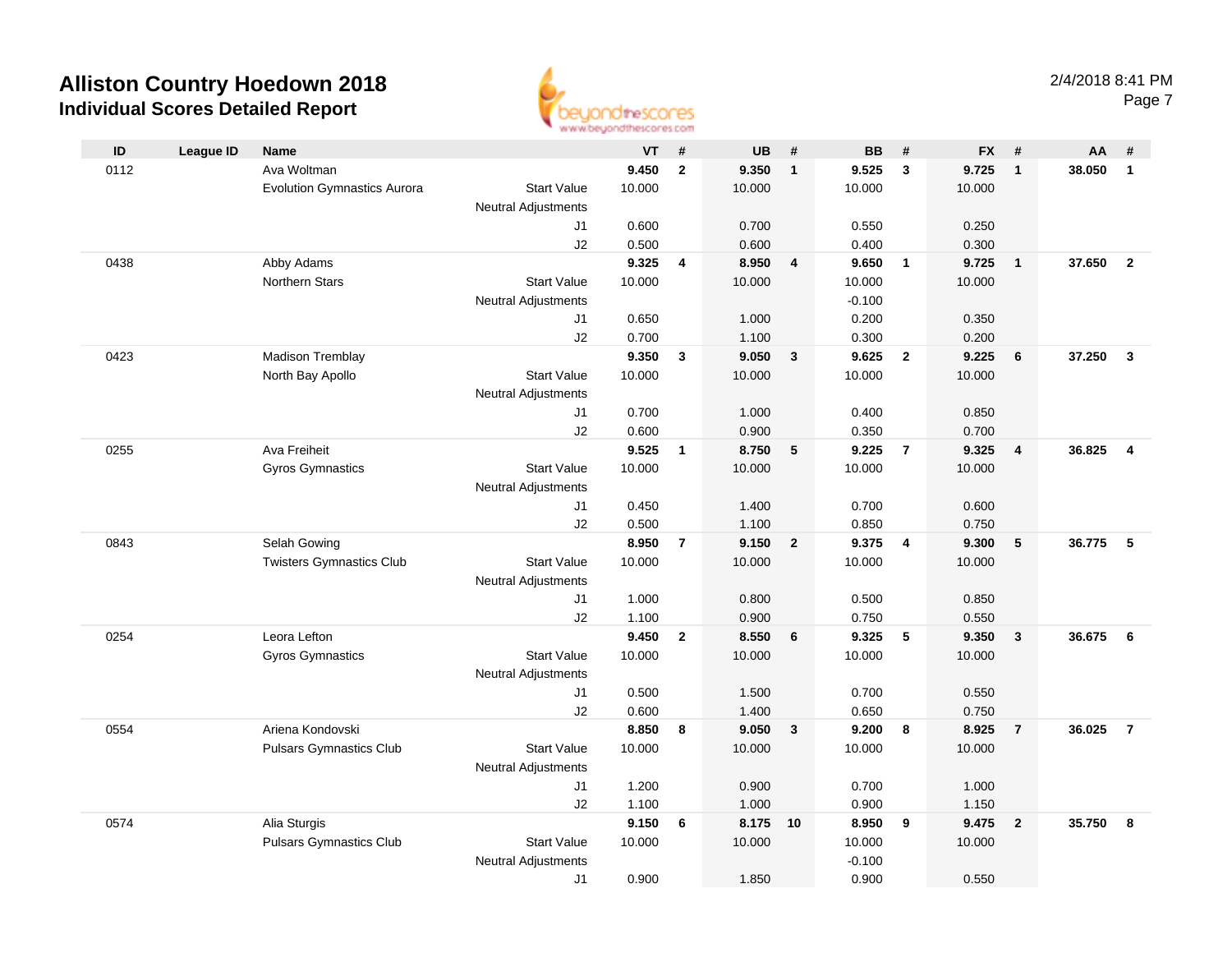# Alliston Country Hoedown 2018

## Individual Scores Detailed Report

2/4/2018 8:41 PM

| ID | League ID | Name | | VT | # | UB | # | BB | # | FX | # | AA | # |
|---|---|---|---|---|---|---|---|---|---|---|---|---|---|
| 0112 | | Ava Woltman | | **9.450** | **2** | **9.350** | **1** | **9.525** | **3** | **9.725** | **1** | **38.050** | **1** |
| | | Evolution Gymnastics Aurora | Start Value | 10.000 | | 10.000 | | 10.000 | | 10.000 | | | |
| | | | Neutral Adjustments | | | | | | | | | | |
| | | | J1 | 0.600 | | 0.700 | | 0.550 | | 0.250 | | | |
| | | | J2 | 0.500 | | 0.600 | | 0.400 | | 0.300 | | | |
| 0438 | | Abby Adams | | **9.325** | **4** | **8.950** | **4** | **9.650** | **1** | **9.725** | **1** | **37.650** | **2** |
| | | Northern Stars | Start Value | 10.000 | | 10.000 | | 10.000 | | 10.000 | | | |
| | | | Neutral Adjustments | | | | | -0.100 | | | | | |
| | | | J1 | 0.650 | | 1.000 | | 0.200 | | 0.350 | | | |
| | | | J2 | 0.700 | | 1.100 | | 0.300 | | 0.200 | | | |
| 0423 | | Madison Tremblay | | **9.350** | **3** | **9.050** | **3** | **9.625** | **2** | **9.225** | **6** | **37.250** | **3** |
| | | North Bay Apollo | Start Value | 10.000 | | 10.000 | | 10.000 | | 10.000 | | | |
| | | | Neutral Adjustments | | | | | | | | | | |
| | | | J1 | 0.700 | | 1.000 | | 0.400 | | 0.850 | | | |
| | | | J2 | 0.600 | | 0.900 | | 0.350 | | 0.700 | | | |
| 0255 | | Ava Freiheit | | **9.525** | **1** | **8.750** | **5** | **9.225** | **7** | **9.325** | **4** | **36.825** | **4** |
| | | Gyros Gymnastics | Start Value | 10.000 | | 10.000 | | 10.000 | | 10.000 | | | |
| | | | Neutral Adjustments | | | | | | | | | | |
| | | | J1 | 0.450 | | 1.400 | | 0.700 | | 0.600 | | | |
| | | | J2 | 0.500 | | 1.100 | | 0.850 | | 0.750 | | | |
| 0843 | | Selah Gowing | | **8.950** | **7** | **9.150** | **2** | **9.375** | **4** | **9.300** | **5** | **36.775** | **5** |
| | | Twisters Gymnastics Club | Start Value | 10.000 | | 10.000 | | 10.000 | | 10.000 | | | |
| | | | Neutral Adjustments | | | | | | | | | | |
| | | | J1 | 1.000 | | 0.800 | | 0.500 | | 0.850 | | | |
| | | | J2 | 1.100 | | 0.900 | | 0.750 | | 0.550 | | | |
| 0254 | | Leora Lefton | | **9.450** | **2** | **8.550** | **6** | **9.325** | **5** | **9.350** | **3** | **36.675** | **6** |
| | | Gyros Gymnastics | Start Value | 10.000 | | 10.000 | | 10.000 | | 10.000 | | | |
| | | | Neutral Adjustments | | | | | | | | | | |
| | | | J1 | 0.500 | | 1.500 | | 0.700 | | 0.550 | | | |
| | | | J2 | 0.600 | | 1.400 | | 0.650 | | 0.750 | | | |
| 0554 | | Ariena Kondovski | | **8.850** | **8** | **9.050** | **3** | **9.200** | **8** | **8.925** | **7** | **36.025** | **7** |
| | | Pulsars Gymnastics Club | Start Value | 10.000 | | 10.000 | | 10.000 | | 10.000 | | | |
| | | | Neutral Adjustments | | | | | | | | | | |
| | | | J1 | 1.200 | | 0.900 | | 0.700 | | 1.000 | | | |
| | | | J2 | 1.100 | | 1.000 | | 0.900 | | 1.150 | | | |
| 0574 | | Alia Sturgis | | **9.150** | **6** | **8.175** | **10** | **8.950** | **9** | **9.475** | **2** | **35.750** | **8** |
| | | Pulsars Gymnastics Club | Start Value | 10.000 | | 10.000 | | 10.000 | | 10.000 | | | |
| | | | Neutral Adjustments | | | | | -0.100 | | | | | |
| | | | J1 | 0.900 | | 1.850 | | 0.900 | | 0.550 | | | |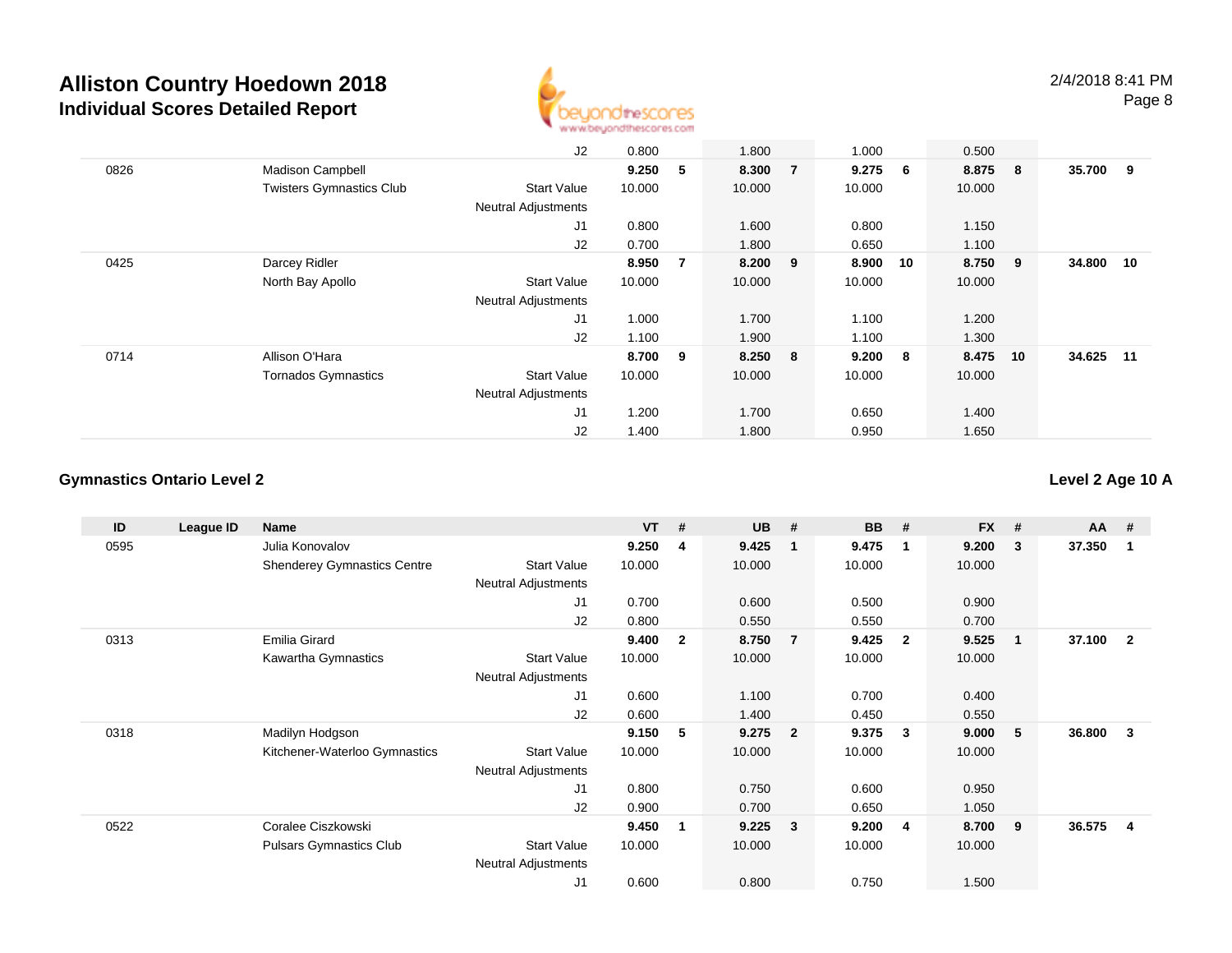# Alliston Country Hoedown 2018

## Individual Scores Detailed Report

2/4/2018 8:41 PM

| | | | | | | | | | | | | | | |
|---|---|---|---|---|---|---|---|---|---|---|---|---|---|---|
| | | | J2 | 0.800 | | 1.800 | | 1.000 | | 0.500 | | | |
| 0826 | | Madison Campbell | | **9.250** | **5** | **8.300** | **7** | **9.275** | **6** | **8.875** | **8** | **35.700** | **9** |
| | | Twisters Gymnastics Club | Start Value | 10.000 | | 10.000 | | 10.000 | | 10.000 | | | |
| | | | Neutral Adjustments | | | | | | | | | | |
| | | | J1 | 0.800 | | 1.600 | | 0.800 | | 1.150 | | | |
| | | | J2 | 0.700 | | 1.800 | | 0.650 | | 1.100 | | | |
| 0425 | | Darcey Ridler | | **8.950** | **7** | **8.200** | **9** | **8.900** | **10** | **8.750** | **9** | **34.800** | **10** |
| | | North Bay Apollo | Start Value | 10.000 | | 10.000 | | 10.000 | | 10.000 | | | |
| | | | Neutral Adjustments | | | | | | | | | | |
| | | | J1 | 1.000 | | 1.700 | | 1.100 | | 1.200 | | | |
| | | | J2 | 1.100 | | 1.900 | | 1.100 | | 1.300 | | | |
| 0714 | | Allison O'Hara | | **8.700** | **9** | **8.250** | **8** | **9.200** | **8** | **8.475** | **10** | **34.625** | **11** |
| | | Tornados Gymnastics | Start Value | 10.000 | | 10.000 | | 10.000 | | 10.000 | | | |
| | | | Neutral Adjustments | | | | | | | | | | |
| | | | J1 | 1.200 | | 1.700 | | 0.650 | | 1.400 | | | |
| | | | J2 | 1.400 | | 1.800 | | 0.950 | | 1.650 | | | |

### Gymnastics Ontario Level 2

### Level 2 Age 10 A

| ID | League ID | Name | | VT | # | UB | # | BB | # | FX | # | AA | # |
|---|---|---|---|---|---|---|---|---|---|---|---|---|---|
| 0595 | | Julia Konovalov | | **9.250** | **4** | **9.425** | **1** | **9.475** | **1** | **9.200** | **3** | **37.350** | **1** |
| | | Shenderey Gymnastics Centre | Start Value | 10.000 | | 10.000 | | 10.000 | | 10.000 | | | |
| | | | Neutral Adjustments | | | | | | | | | | |
| | | | J1 | 0.700 | | 0.600 | | 0.500 | | 0.900 | | | |
| | | | J2 | 0.800 | | 0.550 | | 0.550 | | 0.700 | | | |
| 0313 | | Emilia Girard | | **9.400** | **2** | **8.750** | **7** | **9.425** | **2** | **9.525** | **1** | **37.100** | **2** |
| | | Kawartha Gymnastics | Start Value | 10.000 | | 10.000 | | 10.000 | | 10.000 | | | |
| | | | Neutral Adjustments | | | | | | | | | | |
| | | | J1 | 0.600 | | 1.100 | | 0.700 | | 0.400 | | | |
| | | | J2 | 0.600 | | 1.400 | | 0.450 | | 0.550 | | | |
| 0318 | | Madilyn Hodgson | | **9.150** | **5** | **9.275** | **2** | **9.375** | **3** | **9.000** | **5** | **36.800** | **3** |
| | | Kitchener-Waterloo Gymnastics | Start Value | 10.000 | | 10.000 | | 10.000 | | 10.000 | | | |
| | | | Neutral Adjustments | | | | | | | | | | |
| | | | J1 | 0.800 | | 0.750 | | 0.600 | | 0.950 | | | |
| | | | J2 | 0.900 | | 0.700 | | 0.650 | | 1.050 | | | |
| 0522 | | Coralee Ciszkowski | | **9.450** | **1** | **9.225** | **3** | **9.200** | **4** | **8.700** | **9** | **36.575** | **4** |
| | | Pulsars Gymnastics Club | Start Value | 10.000 | | 10.000 | | 10.000 | | 10.000 | | | |
| | | | Neutral Adjustments | | | | | | | | | | |
| | | | J1 | 0.600 | | 0.800 | | 0.750 | | 1.500 | | | |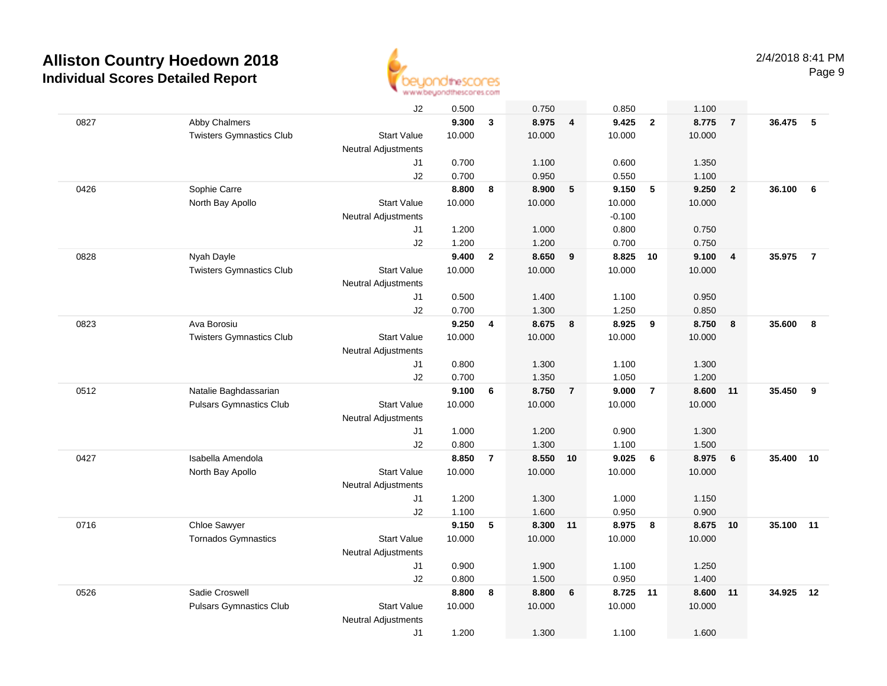# Alliston Country Hoedown 2018

## Individual Scores Detailed Report

2/4/2018 8:41 PM

| | | | | | | | | | | | | |
|---|---|---|---|---|---|---|---|---|---|---|---|---|
| | | J2 | 0.500 | | 0.750 | | 0.850 | | 1.100 | | | |
| 0827 | Abby Chalmers | | **9.300** | **3** | **8.975** | **4** | **9.425** | **2** | **8.775** | **7** | **36.475** | **5** |
| | Twisters Gymnastics Club | Start Value | 10.000 | | 10.000 | | 10.000 | | 10.000 | | | |
| | | Neutral Adjustments | | | | | | | | | | |
| | | J1 | 0.700 | | 1.100 | | 0.600 | | 1.350 | | | |
| | | J2 | 0.700 | | 0.950 | | 0.550 | | 1.100 | | | |
| 0426 | Sophie Carre | | **8.800** | **8** | **8.900** | **5** | **9.150** | **5** | **9.250** | **2** | **36.100** | **6** |
| | North Bay Apollo | Start Value | 10.000 | | 10.000 | | 10.000 | | 10.000 | | | |
| | | Neutral Adjustments | | | | | -0.100 | | | | | |
| | | J1 | 1.200 | | 1.000 | | 0.800 | | 0.750 | | | |
| | | J2 | 1.200 | | 1.200 | | 0.700 | | 0.750 | | | |
| 0828 | Nyah Dayle | | **9.400** | **2** | **8.650** | **9** | **8.825** | **10** | **9.100** | **4** | **35.975** | **7** |
| | Twisters Gymnastics Club | Start Value | 10.000 | | 10.000 | | 10.000 | | 10.000 | | | |
| | | Neutral Adjustments | | | | | | | | | | |
| | | J1 | 0.500 | | 1.400 | | 1.100 | | 0.950 | | | |
| | | J2 | 0.700 | | 1.300 | | 1.250 | | 0.850 | | | |
| 0823 | Ava Borosiu | | **9.250** | **4** | **8.675** | **8** | **8.925** | **9** | **8.750** | **8** | **35.600** | **8** |
| | Twisters Gymnastics Club | Start Value | 10.000 | | 10.000 | | 10.000 | | 10.000 | | | |
| | | Neutral Adjustments | | | | | | | | | | |
| | | J1 | 0.800 | | 1.300 | | 1.100 | | 1.300 | | | |
| | | J2 | 0.700 | | 1.350 | | 1.050 | | 1.200 | | | |
| 0512 | Natalie Baghdassarian | | **9.100** | **6** | **8.750** | **7** | **9.000** | **7** | **8.600** | **11** | **35.450** | **9** |
| | Pulsars Gymnastics Club | Start Value | 10.000 | | 10.000 | | 10.000 | | 10.000 | | | |
| | | Neutral Adjustments | | | | | | | | | | |
| | | J1 | 1.000 | | 1.200 | | 0.900 | | 1.300 | | | |
| | | J2 | 0.800 | | 1.300 | | 1.100 | | 1.500 | | | |
| 0427 | Isabella Amendola | | **8.850** | **7** | **8.550** | **10** | **9.025** | **6** | **8.975** | **6** | **35.400** | **10** |
| | North Bay Apollo | Start Value | 10.000 | | 10.000 | | 10.000 | | 10.000 | | | |
| | | Neutral Adjustments | | | | | | | | | | |
| | | J1 | 1.200 | | 1.300 | | 1.000 | | 1.150 | | | |
| | | J2 | 1.100 | | 1.600 | | 0.950 | | 0.900 | | | |
| 0716 | Chloe Sawyer | | **9.150** | **5** | **8.300** | **11** | **8.975** | **8** | **8.675** | **10** | **35.100** | **11** |
| | Tornados Gymnastics | Start Value | 10.000 | | 10.000 | | 10.000 | | 10.000 | | | |
| | | Neutral Adjustments | | | | | | | | | | |
| | | J1 | 0.900 | | 1.900 | | 1.100 | | 1.250 | | | |
| | | J2 | 0.800 | | 1.500 | | 0.950 | | 1.400 | | | |
| 0526 | Sadie Croswell | | **8.800** | **8** | **8.800** | **6** | **8.725** | **11** | **8.600** | **11** | **34.925** | **12** |
| | Pulsars Gymnastics Club | Start Value | 10.000 | | 10.000 | | 10.000 | | 10.000 | | | |
| | | Neutral Adjustments | | | | | | | | | | |
| | | J1 | 1.200 | | 1.300 | | 1.100 | | 1.600 | | | |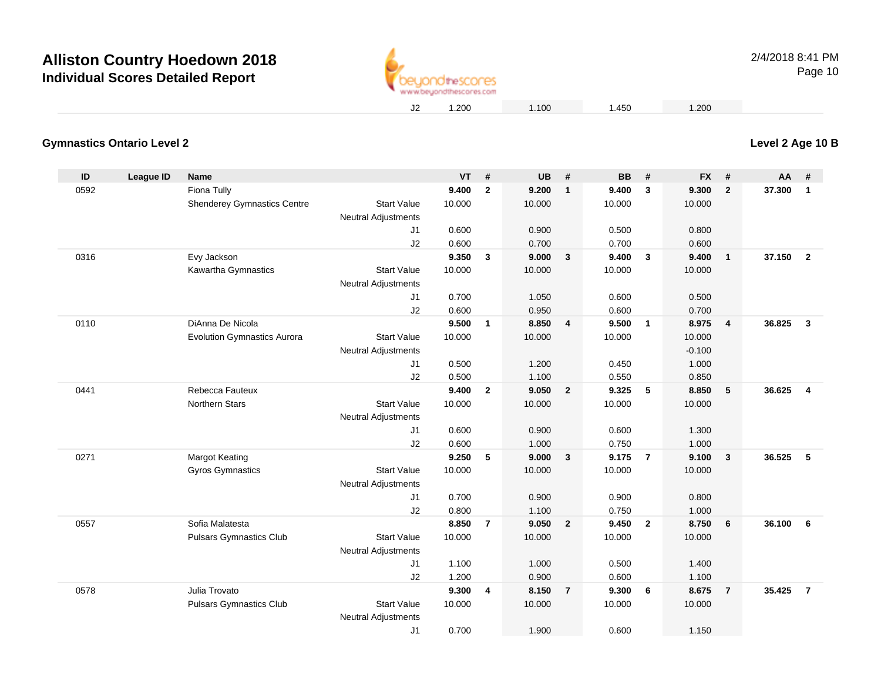| | | | | | | | | | | | | | | |
|---|---|---|---|---|---|---|---|---|---|---|---|---|---|---|
| | | | | J2 | 1.200 | | 1.100 | | 1.450 | | 1.200 | | | |

## Gymnastics Ontario Level 2

**Level 2 Age 10 B**

| ID | League ID | Name | | | VT | # | UB | # | BB | # | FX | # | AA | # |
|---|---|---|---|---|---|---|---|---|---|---|---|---|---|---|
| 0592 | | Fiona Tully | | | **9.400** | **2** | **9.200** | **1** | **9.400** | **3** | **9.300** | **2** | **37.300** | **1** |
| | | Shenderey Gymnastics Centre | | Start Value | 10.000 | | 10.000 | | 10.000 | | 10.000 | | | |
| | | | | Neutral Adjustments | | | | | | | | | | |
| | | | | J1 | 0.600 | | 0.900 | | 0.500 | | 0.800 | | | |
| | | | | J2 | 0.600 | | 0.700 | | 0.700 | | 0.600 | | | |
| 0316 | | Evy Jackson | | | **9.350** | **3** | **9.000** | **3** | **9.400** | **3** | **9.400** | **1** | **37.150** | **2** |
| | | Kawartha Gymnastics | | Start Value | 10.000 | | 10.000 | | 10.000 | | 10.000 | | | |
| | | | | Neutral Adjustments | | | | | | | | | | |
| | | | | J1 | 0.700 | | 1.050 | | 0.600 | | 0.500 | | | |
| | | | | J2 | 0.600 | | 0.950 | | 0.600 | | 0.700 | | | |
| 0110 | | DiAnna De Nicola | | | **9.500** | **1** | **8.850** | **4** | **9.500** | **1** | **8.975** | **4** | **36.825** | **3** |
| | | Evolution Gymnastics Aurora | | Start Value | 10.000 | | 10.000 | | 10.000 | | 10.000 | | | |
| | | | | Neutral Adjustments | | | | | | | -0.100 | | | |
| | | | | J1 | 0.500 | | 1.200 | | 0.450 | | 1.000 | | | |
| | | | | J2 | 0.500 | | 1.100 | | 0.550 | | 0.850 | | | |
| 0441 | | Rebecca Fauteux | | | **9.400** | **2** | **9.050** | **2** | **9.325** | **5** | **8.850** | **5** | **36.625** | **4** |
| | | Northern Stars | | Start Value | 10.000 | | 10.000 | | 10.000 | | 10.000 | | | |
| | | | | Neutral Adjustments | | | | | | | | | | |
| | | | | J1 | 0.600 | | 0.900 | | 0.600 | | 1.300 | | | |
| | | | | J2 | 0.600 | | 1.000 | | 0.750 | | 1.000 | | | |
| 0271 | | Margot Keating | | | **9.250** | **5** | **9.000** | **3** | **9.175** | **7** | **9.100** | **3** | **36.525** | **5** |
| | | Gyros Gymnastics | | Start Value | 10.000 | | 10.000 | | 10.000 | | 10.000 | | | |
| | | | | Neutral Adjustments | | | | | | | | | | |
| | | | | J1 | 0.700 | | 0.900 | | 0.900 | | 0.800 | | | |
| | | | | J2 | 0.800 | | 1.100 | | 0.750 | | 1.000 | | | |
| 0557 | | Sofia Malatesta | | | **8.850** | **7** | **9.050** | **2** | **9.450** | **2** | **8.750** | **6** | **36.100** | **6** |
| | | Pulsars Gymnastics Club | | Start Value | 10.000 | | 10.000 | | 10.000 | | 10.000 | | | |
| | | | | Neutral Adjustments | | | | | | | | | | |
| | | | | J1 | 1.100 | | 1.000 | | 0.500 | | 1.400 | | | |
| | | | | J2 | 1.200 | | 0.900 | | 0.600 | | 1.100 | | | |
| 0578 | | Julia Trovato | | | **9.300** | **4** | **8.150** | **7** | **9.300** | **6** | **8.675** | **7** | **35.425** | **7** |
| | | Pulsars Gymnastics Club | | Start Value | 10.000 | | 10.000 | | 10.000 | | 10.000 | | | |
| | | | | Neutral Adjustments | | | | | | | | | | |
| | | | | J1 | 0.700 | | 1.900 | | 0.600 | | 1.150 | | | |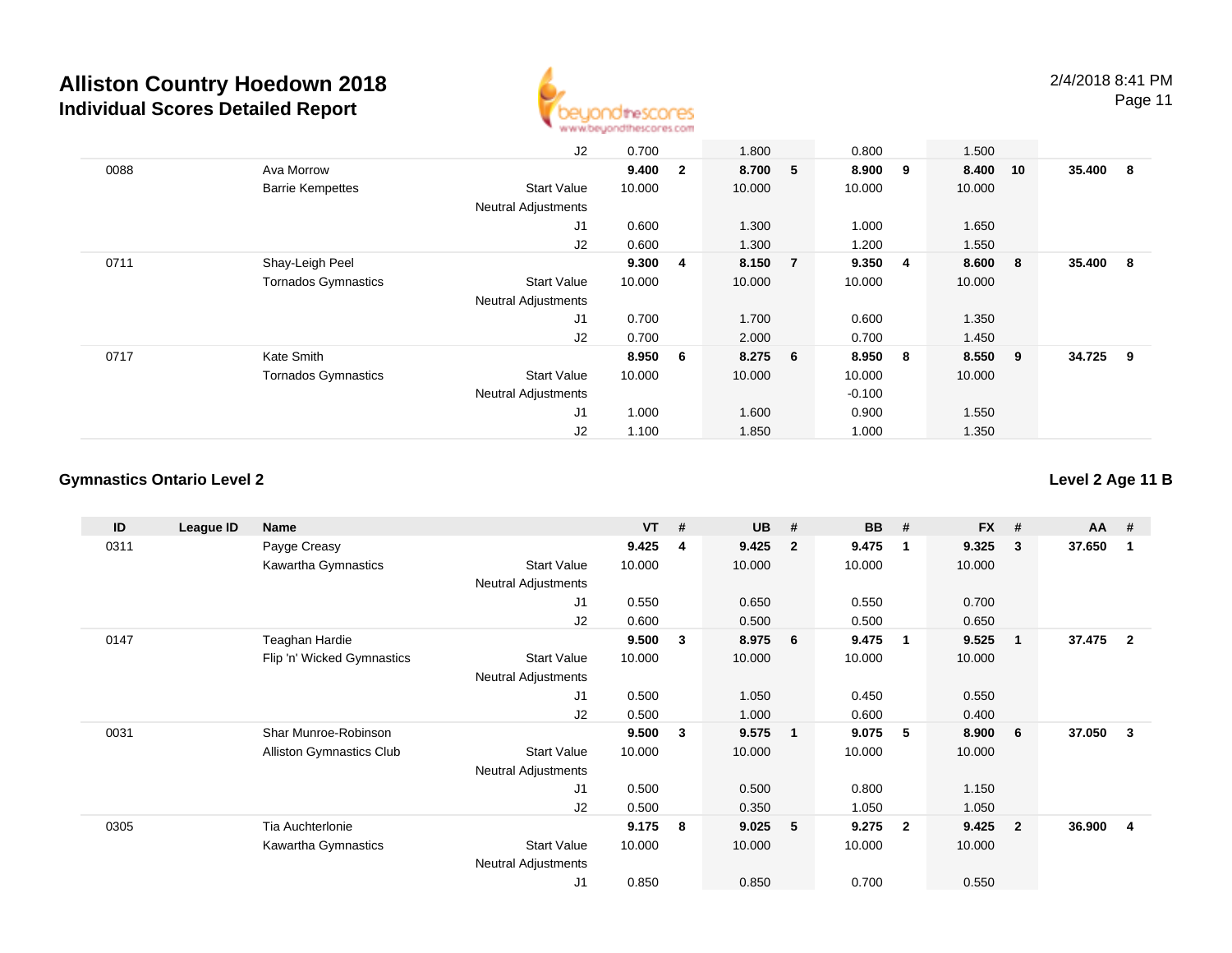# Alliston Country Hoedown 2018

## Individual Scores Detailed Report

2/4/2018 8:41 PM

| ID | League ID | Name | | VT | # | UB | # | BB | # | FX | # | AA | # |
|---|---|---|---|---|---|---|---|---|---|---|---|---|---|
| | | | J2 | 0.700 | | 1.800 | | 0.800 | | 1.500 | | | |
| 0088 | | Ava Morrow | | **9.400** | **2** | **8.700** | **5** | **8.900** | **9** | **8.400** | **10** | **35.400** | **8** |
| | | Barrie Kempettes | Start Value | 10.000 | | 10.000 | | 10.000 | | 10.000 | | | |
| | | | Neutral Adjustments | | | | | | | | | | |
| | | | J1 | 0.600 | | 1.300 | | 1.000 | | 1.650 | | | |
| | | | J2 | 0.600 | | 1.300 | | 1.200 | | 1.550 | | | |
| 0711 | | Shay-Leigh Peel | | **9.300** | **4** | **8.150** | **7** | **9.350** | **4** | **8.600** | **8** | **35.400** | **8** |
| | | Tornados Gymnastics | Start Value | 10.000 | | 10.000 | | 10.000 | | 10.000 | | | |
| | | | Neutral Adjustments | | | | | | | | | | |
| | | | J1 | 0.700 | | 1.700 | | 0.600 | | 1.350 | | | |
| | | | J2 | 0.700 | | 2.000 | | 0.700 | | 1.450 | | | |
| 0717 | | Kate Smith | | **8.950** | **6** | **8.275** | **6** | **8.950** | **8** | **8.550** | **9** | **34.725** | **9** |
| | | Tornados Gymnastics | Start Value | 10.000 | | 10.000 | | 10.000 | | 10.000 | | | |
| | | | Neutral Adjustments | | | | | -0.100 | | | | | |
| | | | J1 | 1.000 | | 1.600 | | 0.900 | | 1.550 | | | |
| | | | J2 | 1.100 | | 1.850 | | 1.000 | | 1.350 | | | |

### Gymnastics Ontario Level 2

### Level 2 Age 11 B

| ID | League ID | Name | | VT | # | UB | # | BB | # | FX | # | AA | # |
|---|---|---|---|---|---|---|---|---|---|---|---|---|---|
| 0311 | | Payge Creasy | | **9.425** | **4** | **9.425** | **2** | **9.475** | **1** | **9.325** | **3** | **37.650** | **1** |
| | | Kawartha Gymnastics | Start Value | 10.000 | | 10.000 | | 10.000 | | 10.000 | | | |
| | | | Neutral Adjustments | | | | | | | | | | |
| | | | J1 | 0.550 | | 0.650 | | 0.550 | | 0.700 | | | |
| | | | J2 | 0.600 | | 0.500 | | 0.500 | | 0.650 | | | |
| 0147 | | Teaghan Hardie | | **9.500** | **3** | **8.975** | **6** | **9.475** | **1** | **9.525** | **1** | **37.475** | **2** |
| | | Flip 'n' Wicked Gymnastics | Start Value | 10.000 | | 10.000 | | 10.000 | | 10.000 | | | |
| | | | Neutral Adjustments | | | | | | | | | | |
| | | | J1 | 0.500 | | 1.050 | | 0.450 | | 0.550 | | | |
| | | | J2 | 0.500 | | 1.000 | | 0.600 | | 0.400 | | | |
| 0031 | | Shar Munroe-Robinson | | **9.500** | **3** | **9.575** | **1** | **9.075** | **5** | **8.900** | **6** | **37.050** | **3** |
| | | Alliston Gymnastics Club | Start Value | 10.000 | | 10.000 | | 10.000 | | 10.000 | | | |
| | | | Neutral Adjustments | | | | | | | | | | |
| | | | J1 | 0.500 | | 0.500 | | 0.800 | | 1.150 | | | |
| | | | J2 | 0.500 | | 0.350 | | 1.050 | | 1.050 | | | |
| 0305 | | Tia Auchterlonie | | **9.175** | **8** | **9.025** | **5** | **9.275** | **2** | **9.425** | **2** | **36.900** | **4** |
| | | Kawartha Gymnastics | Start Value | 10.000 | | 10.000 | | 10.000 | | 10.000 | | | |
| | | | Neutral Adjustments | | | | | | | | | | |
| | | | J1 | 0.850 | | 0.850 | | 0.700 | | 0.550 | | | |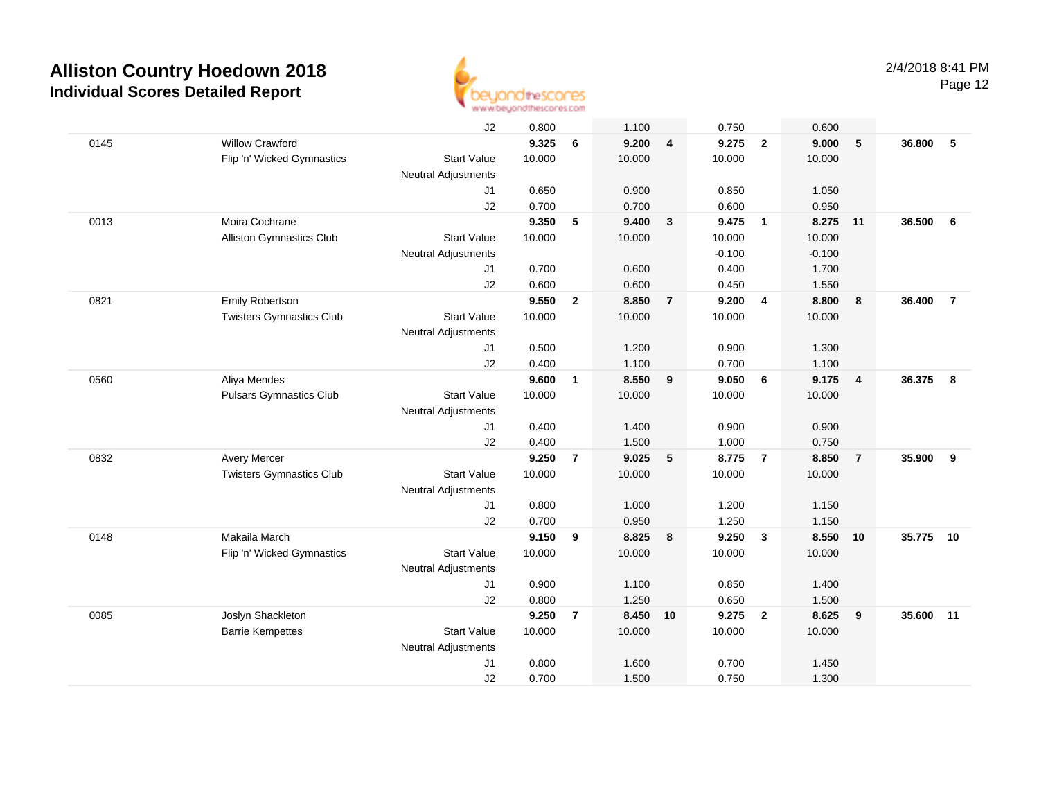# Alliston Country Hoedown 2018

## Individual Scores Detailed Report

2/4/2018 8:41 PM

| | | | | | | | | | | | | |
|---|---|---|---|---|---|---|---|---|---|---|---|---|
| | | J2 | 0.800 | | 1.100 | | 0.750 | | 0.600 | | | |
| 0145 | Willow Crawford | | **9.325** | **6** | **9.200** | **4** | **9.275** | **2** | **9.000** | **5** | **36.800** | **5** |
| | Flip 'n' Wicked Gymnastics | Start Value | 10.000 | | 10.000 | | 10.000 | | 10.000 | | | |
| | | Neutral Adjustments | | | | | | | | | | |
| | | J1 | 0.650 | | 0.900 | | 0.850 | | 1.050 | | | |
| | | J2 | 0.700 | | 0.700 | | 0.600 | | 0.950 | | | |
| 0013 | Moira Cochrane | | **9.350** | **5** | **9.400** | **3** | **9.475** | **1** | **8.275** | **11** | **36.500** | **6** |
| | Alliston Gymnastics Club | Start Value | 10.000 | | 10.000 | | 10.000 | | 10.000 | | | |
| | | Neutral Adjustments | | | | | -0.100 | | -0.100 | | | |
| | | J1 | 0.700 | | 0.600 | | 0.400 | | 1.700 | | | |
| | | J2 | 0.600 | | 0.600 | | 0.450 | | 1.550 | | | |
| 0821 | Emily Robertson | | **9.550** | **2** | **8.850** | **7** | **9.200** | **4** | **8.800** | **8** | **36.400** | **7** |
| | Twisters Gymnastics Club | Start Value | 10.000 | | 10.000 | | 10.000 | | 10.000 | | | |
| | | Neutral Adjustments | | | | | | | | | | |
| | | J1 | 0.500 | | 1.200 | | 0.900 | | 1.300 | | | |
| | | J2 | 0.400 | | 1.100 | | 0.700 | | 1.100 | | | |
| 0560 | Aliya Mendes | | **9.600** | **1** | **8.550** | **9** | **9.050** | **6** | **9.175** | **4** | **36.375** | **8** |
| | Pulsars Gymnastics Club | Start Value | 10.000 | | 10.000 | | 10.000 | | 10.000 | | | |
| | | Neutral Adjustments | | | | | | | | | | |
| | | J1 | 0.400 | | 1.400 | | 0.900 | | 0.900 | | | |
| | | J2 | 0.400 | | 1.500 | | 1.000 | | 0.750 | | | |
| 0832 | Avery Mercer | | **9.250** | **7** | **9.025** | **5** | **8.775** | **7** | **8.850** | **7** | **35.900** | **9** |
| | Twisters Gymnastics Club | Start Value | 10.000 | | 10.000 | | 10.000 | | 10.000 | | | |
| | | Neutral Adjustments | | | | | | | | | | |
| | | J1 | 0.800 | | 1.000 | | 1.200 | | 1.150 | | | |
| | | J2 | 0.700 | | 0.950 | | 1.250 | | 1.150 | | | |
| 0148 | Makaila March | | **9.150** | **9** | **8.825** | **8** | **9.250** | **3** | **8.550** | **10** | **35.775** | **10** |
| | Flip 'n' Wicked Gymnastics | Start Value | 10.000 | | 10.000 | | 10.000 | | 10.000 | | | |
| | | Neutral Adjustments | | | | | | | | | | |
| | | J1 | 0.900 | | 1.100 | | 0.850 | | 1.400 | | | |
| | | J2 | 0.800 | | 1.250 | | 0.650 | | 1.500 | | | |
| 0085 | Joslyn Shackleton | | **9.250** | **7** | **8.450** | **10** | **9.275** | **2** | **8.625** | **9** | **35.600** | **11** |
| | Barrie Kempettes | Start Value | 10.000 | | 10.000 | | 10.000 | | 10.000 | | | |
| | | Neutral Adjustments | | | | | | | | | | |
| | | J1 | 0.800 | | 1.600 | | 0.700 | | 1.450 | | | |
| | | J2 | 0.700 | | 1.500 | | 0.750 | | 1.300 | | | |